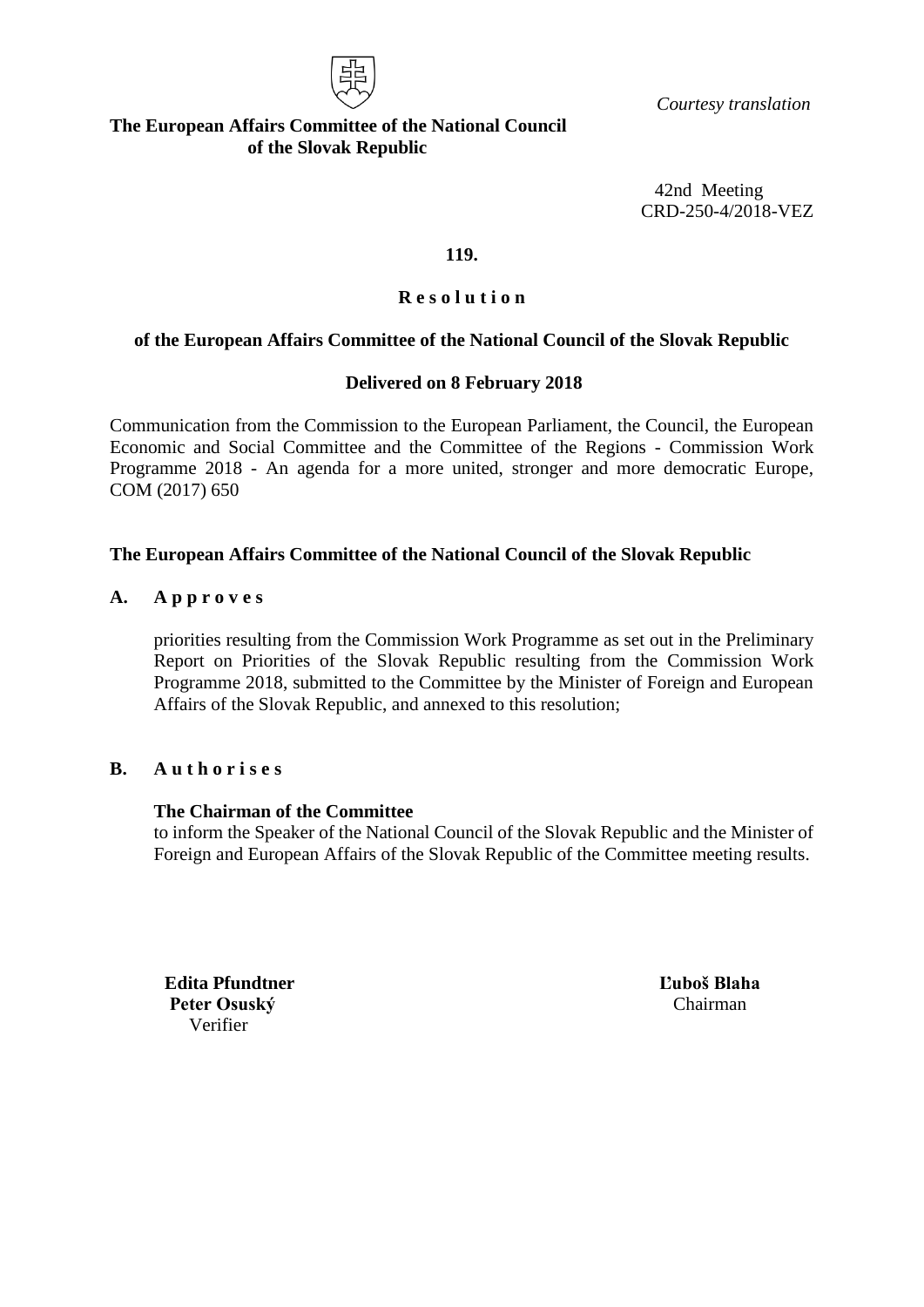*Courtesy translation*

**The European Affairs Committee of the National Council of the Slovak Republic**

42nd Meeting
CRD-250-4/2018-VEZ

**119.**

# R e s o l u t i o n

**of the European Affairs Committee of the National Council of the Slovak Republic**

**Delivered on 8 February 2018**

Communication from the Commission to the European Parliament, the Council, the European Economic and Social Committee and the Committee of the Regions - Commission Work Programme 2018 - An agenda for a more united, stronger and more democratic Europe, COM (2017) 650

**The European Affairs Committee of the National Council of the Slovak Republic**

**A. A p p r o v e s**

priorities resulting from the Commission Work Programme as set out in the Preliminary Report on Priorities of the Slovak Republic resulting from the Commission Work Programme 2018, submitted to the Committee by the Minister of Foreign and European Affairs of the Slovak Republic, and annexed to this resolution;

**B. A u t h o r i s e s**

**The Chairman of the Committee**
to inform the Speaker of the National Council of the Slovak Republic and the Minister of Foreign and European Affairs of the Slovak Republic of the Committee meeting results.

**Edita Pfundtner**
**Peter Osuský**
Verifier

**Ľuboš Blaha**
Chairman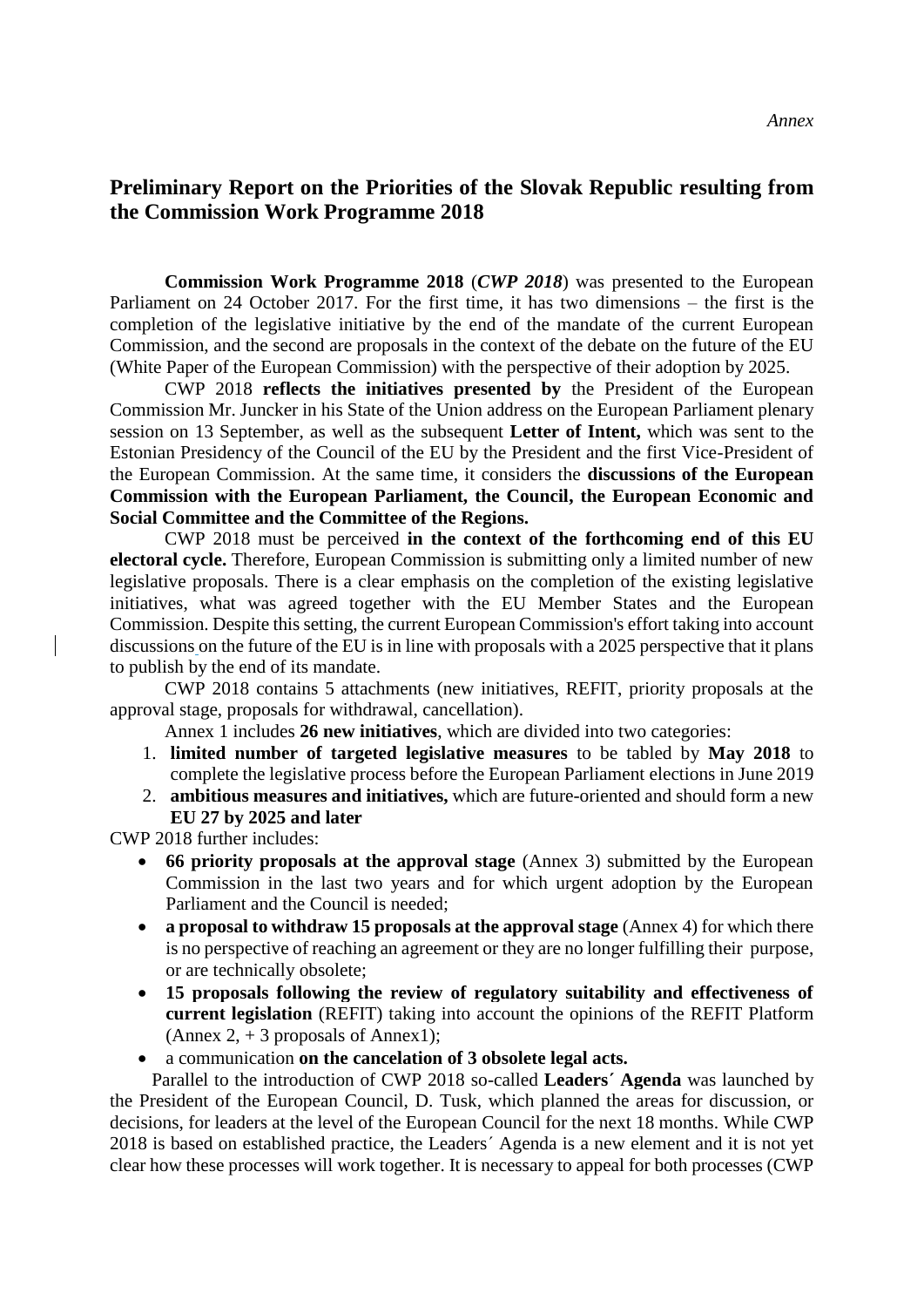*Annex*

## Preliminary Report on the Priorities of the Slovak Republic resulting from the Commission Work Programme 2018

**Commission Work Programme 2018** (***CWP 2018***) was presented to the European Parliament on 24 October 2017. For the first time, it has two dimensions – the first is the completion of the legislative initiative by the end of the mandate of the current European Commission, and the second are proposals in the context of the debate on the future of the EU (White Paper of the European Commission) with the perspective of their adoption by 2025.

CWP 2018 **reflects the initiatives presented by** the President of the European Commission Mr. Juncker in his State of the Union address on the European Parliament plenary session on 13 September, as well as the subsequent **Letter of Intent,** which was sent to the Estonian Presidency of the Council of the EU by the President and the first Vice-President of the European Commission. At the same time, it considers the **discussions of the European Commission with the European Parliament, the Council, the European Economic and Social Committee and the Committee of the Regions.**

CWP 2018 must be perceived **in the context of the forthcoming end of this EU electoral cycle.** Therefore, European Commission is submitting only a limited number of new legislative proposals. There is a clear emphasis on the completion of the existing legislative initiatives, what was agreed together with the EU Member States and the European Commission. Despite this setting, the current European Commission's effort taking into account discussions on the future of the EU is in line with proposals with a 2025 perspective that it plans to publish by the end of its mandate.

CWP 2018 contains 5 attachments (new initiatives, REFIT, priority proposals at the approval stage, proposals for withdrawal, cancellation).

Annex 1 includes **26 new initiatives**, which are divided into two categories:

1. **limited number of targeted legislative measures** to be tabled by **May 2018** to complete the legislative process before the European Parliament elections in June 2019
2. **ambitious measures and initiatives,** which are future-oriented and should form a new **EU 27 by 2025 and later**

CWP 2018 further includes:

- **66 priority proposals at the approval stage** (Annex 3) submitted by the European Commission in the last two years and for which urgent adoption by the European Parliament and the Council is needed;
- **a proposal to withdraw 15 proposals at the approval stage** (Annex 4) for which there is no perspective of reaching an agreement or they are no longer fulfilling their purpose, or are technically obsolete;
- **15 proposals following the review of regulatory suitability and effectiveness of current legislation** (REFIT) taking into account the opinions of the REFIT Platform (Annex 2, + 3 proposals of Annex1);
- a communication **on the cancelation of 3 obsolete legal acts.**

Parallel to the introduction of CWP 2018 so-called **Leaders´ Agenda** was launched by the President of the European Council, D. Tusk, which planned the areas for discussion, or decisions, for leaders at the level of the European Council for the next 18 months. While CWP 2018 is based on established practice, the Leaders´ Agenda is a new element and it is not yet clear how these processes will work together. It is necessary to appeal for both processes (CWP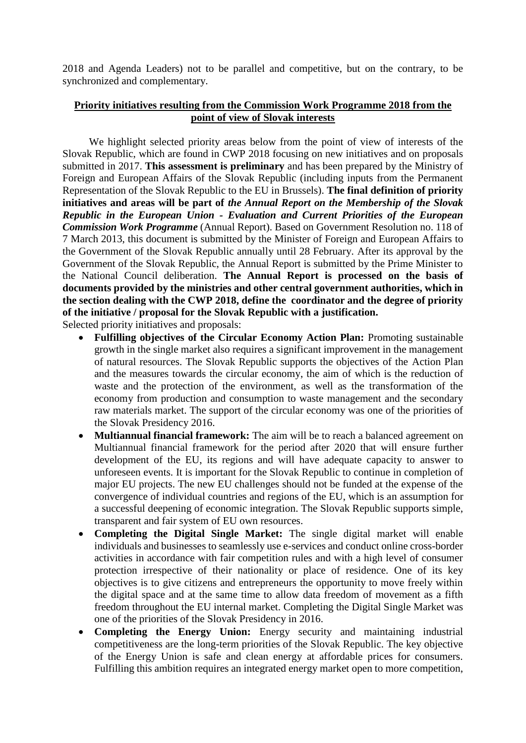2018 and Agenda Leaders) not to be parallel and competitive, but on the contrary, to be synchronized and complementary.

## Priority initiatives resulting from the Commission Work Programme 2018 from the point of view of Slovak interests

We highlight selected priority areas below from the point of view of interests of the Slovak Republic, which are found in CWP 2018 focusing on new initiatives and on proposals submitted in 2017. **This assessment is preliminary** and has been prepared by the Ministry of Foreign and European Affairs of the Slovak Republic (including inputs from the Permanent Representation of the Slovak Republic to the EU in Brussels). **The final definition of priority initiatives and areas will be part of *the Annual Report on the Membership of the Slovak Republic in the European Union - Evaluation and Current Priorities of the European Commission Work Programme*** (Annual Report). Based on Government Resolution no. 118 of 7 March 2013, this document is submitted by the Minister of Foreign and European Affairs to the Government of the Slovak Republic annually until 28 February. After its approval by the Government of the Slovak Republic, the Annual Report is submitted by the Prime Minister to the National Council deliberation. **The Annual Report is processed on the basis of documents provided by the ministries and other central government authorities, which in the section dealing with the CWP 2018, define the coordinator and the degree of priority of the initiative / proposal for the Slovak Republic with a justification.**

Selected priority initiatives and proposals:

- **Fulfilling objectives of the Circular Economy Action Plan:** Promoting sustainable growth in the single market also requires a significant improvement in the management of natural resources. The Slovak Republic supports the objectives of the Action Plan and the measures towards the circular economy, the aim of which is the reduction of waste and the protection of the environment, as well as the transformation of the economy from production and consumption to waste management and the secondary raw materials market. The support of the circular economy was one of the priorities of the Slovak Presidency 2016.
- **Multiannual financial framework:** The aim will be to reach a balanced agreement on Multiannual financial framework for the period after 2020 that will ensure further development of the EU, its regions and will have adequate capacity to answer to unforeseen events. It is important for the Slovak Republic to continue in completion of major EU projects. The new EU challenges should not be funded at the expense of the convergence of individual countries and regions of the EU, which is an assumption for a successful deepening of economic integration. The Slovak Republic supports simple, transparent and fair system of EU own resources.
- **Completing the Digital Single Market:** The single digital market will enable individuals and businesses to seamlessly use e-services and conduct online cross-border activities in accordance with fair competition rules and with a high level of consumer protection irrespective of their nationality or place of residence. One of its key objectives is to give citizens and entrepreneurs the opportunity to move freely within the digital space and at the same time to allow data freedom of movement as a fifth freedom throughout the EU internal market. Completing the Digital Single Market was one of the priorities of the Slovak Presidency in 2016.
- **Completing the Energy Union:** Energy security and maintaining industrial competitiveness are the long-term priorities of the Slovak Republic. The key objective of the Energy Union is safe and clean energy at affordable prices for consumers. Fulfilling this ambition requires an integrated energy market open to more competition,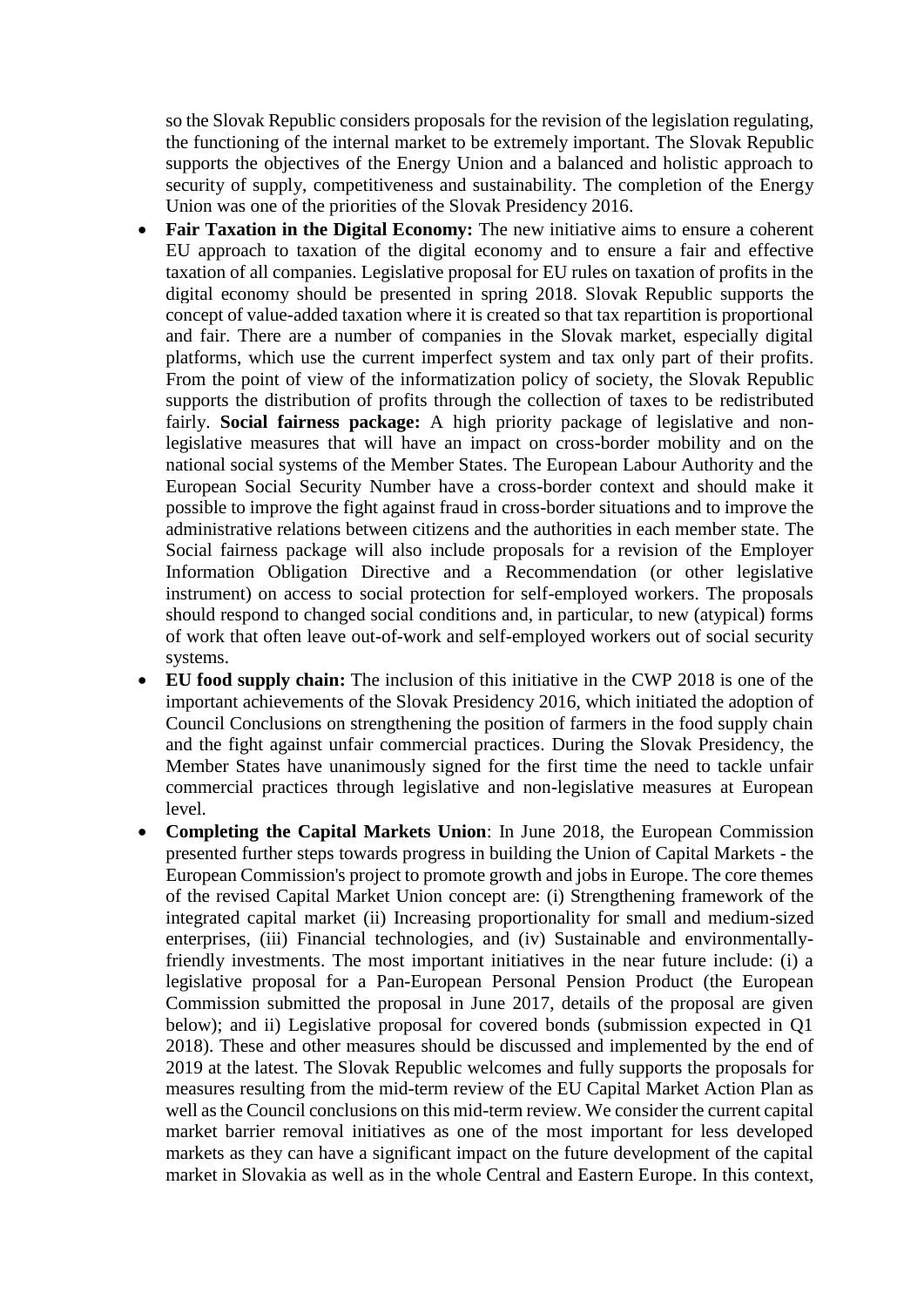so the Slovak Republic considers proposals for the revision of the legislation regulating, the functioning of the internal market to be extremely important. The Slovak Republic supports the objectives of the Energy Union and a balanced and holistic approach to security of supply, competitiveness and sustainability. The completion of the Energy Union was one of the priorities of the Slovak Presidency 2016.

- **Fair Taxation in the Digital Economy:** The new initiative aims to ensure a coherent EU approach to taxation of the digital economy and to ensure a fair and effective taxation of all companies. Legislative proposal for EU rules on taxation of profits in the digital economy should be presented in spring 2018. Slovak Republic supports the concept of value-added taxation where it is created so that tax repartition is proportional and fair. There are a number of companies in the Slovak market, especially digital platforms, which use the current imperfect system and tax only part of their profits. From the point of view of the informatization policy of society, the Slovak Republic supports the distribution of profits through the collection of taxes to be redistributed fairly. **Social fairness package:** A high priority package of legislative and non-legislative measures that will have an impact on cross-border mobility and on the national social systems of the Member States. The European Labour Authority and the European Social Security Number have a cross-border context and should make it possible to improve the fight against fraud in cross-border situations and to improve the administrative relations between citizens and the authorities in each member state. The Social fairness package will also include proposals for a revision of the Employer Information Obligation Directive and a Recommendation (or other legislative instrument) on access to social protection for self-employed workers. The proposals should respond to changed social conditions and, in particular, to new (atypical) forms of work that often leave out-of-work and self-employed workers out of social security systems.
- **EU food supply chain:** The inclusion of this initiative in the CWP 2018 is one of the important achievements of the Slovak Presidency 2016, which initiated the adoption of Council Conclusions on strengthening the position of farmers in the food supply chain and the fight against unfair commercial practices. During the Slovak Presidency, the Member States have unanimously signed for the first time the need to tackle unfair commercial practices through legislative and non-legislative measures at European level.
- **Completing the Capital Markets Union**: In June 2018, the European Commission presented further steps towards progress in building the Union of Capital Markets - the European Commission's project to promote growth and jobs in Europe. The core themes of the revised Capital Market Union concept are: (i) Strengthening framework of the integrated capital market (ii) Increasing proportionality for small and medium-sized enterprises, (iii) Financial technologies, and (iv) Sustainable and environmentally-friendly investments. The most important initiatives in the near future include: (i) a legislative proposal for a Pan-European Personal Pension Product (the European Commission submitted the proposal in June 2017, details of the proposal are given below); and ii) Legislative proposal for covered bonds (submission expected in Q1 2018). These and other measures should be discussed and implemented by the end of 2019 at the latest. The Slovak Republic welcomes and fully supports the proposals for measures resulting from the mid-term review of the EU Capital Market Action Plan as well as the Council conclusions on this mid-term review. We consider the current capital market barrier removal initiatives as one of the most important for less developed markets as they can have a significant impact on the future development of the capital market in Slovakia as well as in the whole Central and Eastern Europe. In this context,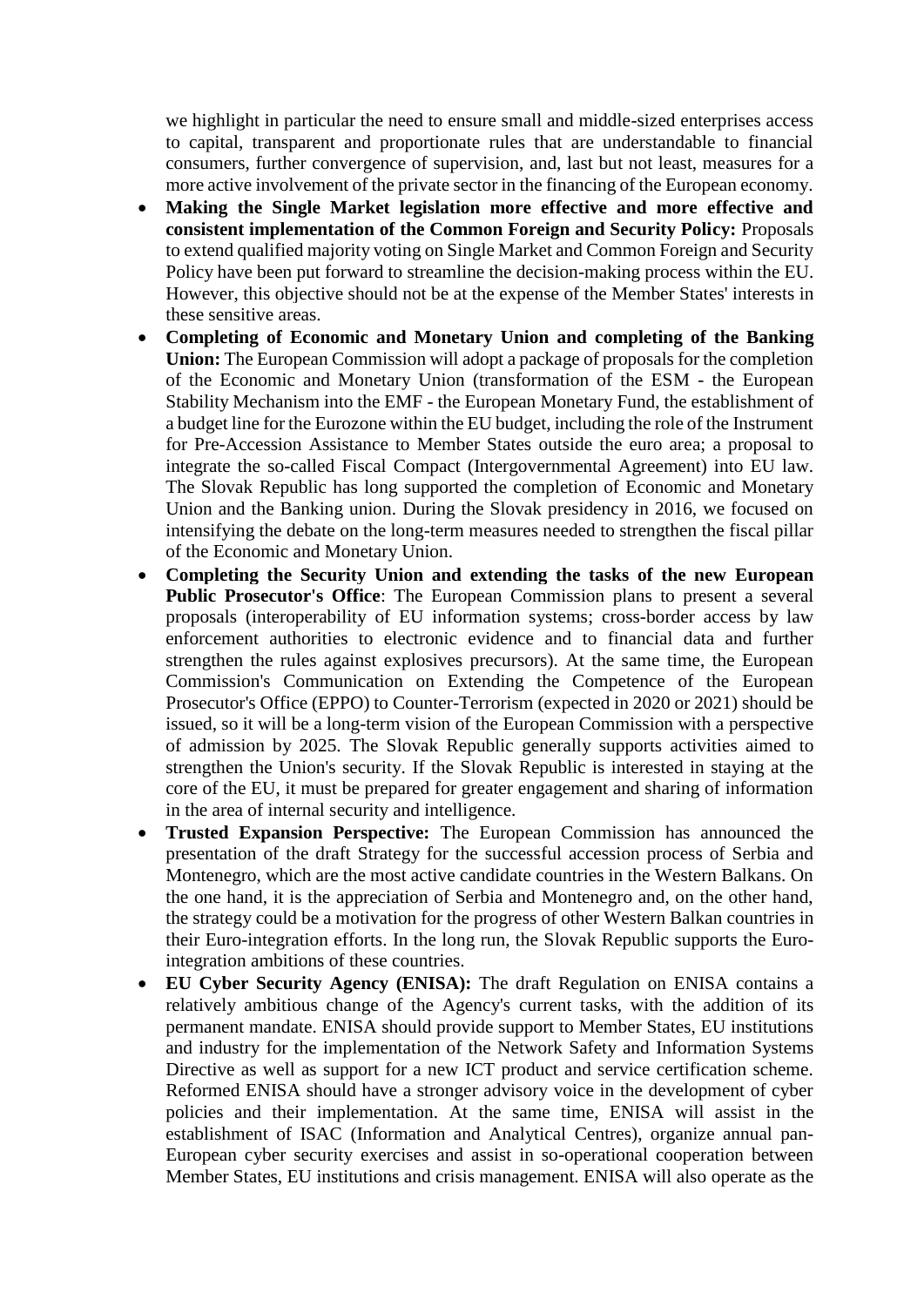we highlight in particular the need to ensure small and middle-sized enterprises access to capital, transparent and proportionate rules that are understandable to financial consumers, further convergence of supervision, and, last but not least, measures for a more active involvement of the private sector in the financing of the European economy.

- **Making the Single Market legislation more effective and more effective and consistent implementation of the Common Foreign and Security Policy:** Proposals to extend qualified majority voting on Single Market and Common Foreign and Security Policy have been put forward to streamline the decision-making process within the EU. However, this objective should not be at the expense of the Member States' interests in these sensitive areas.
- **Completing of Economic and Monetary Union and completing of the Banking Union:** The European Commission will adopt a package of proposals for the completion of the Economic and Monetary Union (transformation of the ESM - the European Stability Mechanism into the EMF - the European Monetary Fund, the establishment of a budget line for the Eurozone within the EU budget, including the role of the Instrument for Pre-Accession Assistance to Member States outside the euro area; a proposal to integrate the so-called Fiscal Compact (Intergovernmental Agreement) into EU law. The Slovak Republic has long supported the completion of Economic and Monetary Union and the Banking union. During the Slovak presidency in 2016, we focused on intensifying the debate on the long-term measures needed to strengthen the fiscal pillar of the Economic and Monetary Union.
- **Completing the Security Union and extending the tasks of the new European Public Prosecutor's Office**: The European Commission plans to present a several proposals (interoperability of EU information systems; cross-border access by law enforcement authorities to electronic evidence and to financial data and further strengthen the rules against explosives precursors). At the same time, the European Commission's Communication on Extending the Competence of the European Prosecutor's Office (EPPO) to Counter-Terrorism (expected in 2020 or 2021) should be issued, so it will be a long-term vision of the European Commission with a perspective of admission by 2025. The Slovak Republic generally supports activities aimed to strengthen the Union's security. If the Slovak Republic is interested in staying at the core of the EU, it must be prepared for greater engagement and sharing of information in the area of internal security and intelligence.
- **Trusted Expansion Perspective:** The European Commission has announced the presentation of the draft Strategy for the successful accession process of Serbia and Montenegro, which are the most active candidate countries in the Western Balkans. On the one hand, it is the appreciation of Serbia and Montenegro and, on the other hand, the strategy could be a motivation for the progress of other Western Balkan countries in their Euro-integration efforts. In the long run, the Slovak Republic supports the Euro-integration ambitions of these countries.
- **EU Cyber Security Agency (ENISA):** The draft Regulation on ENISA contains a relatively ambitious change of the Agency's current tasks, with the addition of its permanent mandate. ENISA should provide support to Member States, EU institutions and industry for the implementation of the Network Safety and Information Systems Directive as well as support for a new ICT product and service certification scheme. Reformed ENISA should have a stronger advisory voice in the development of cyber policies and their implementation. At the same time, ENISA will assist in the establishment of ISAC (Information and Analytical Centres), organize annual pan-European cyber security exercises and assist in so-operational cooperation between Member States, EU institutions and crisis management. ENISA will also operate as the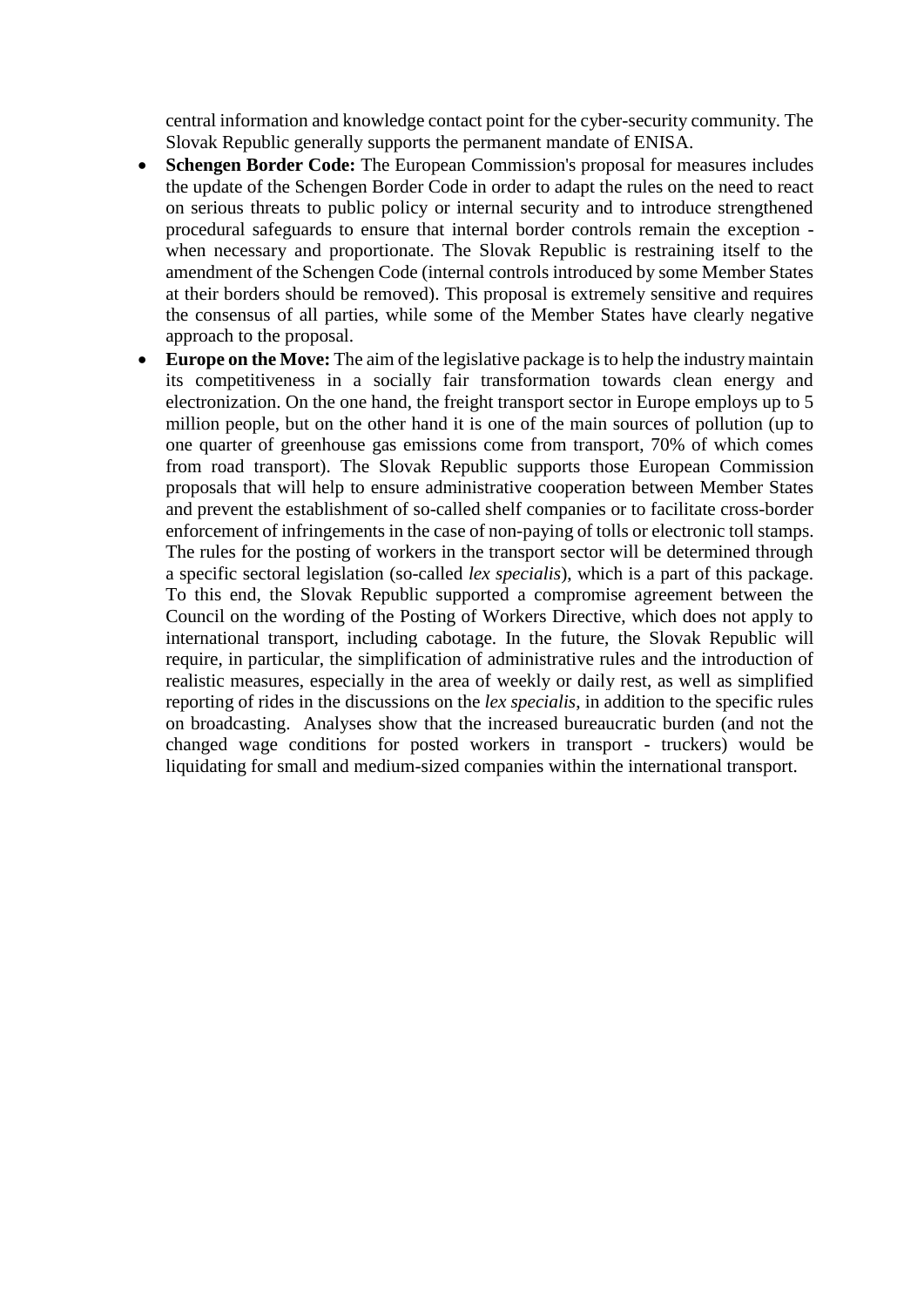central information and knowledge contact point for the cyber-security community. The Slovak Republic generally supports the permanent mandate of ENISA.

- **Schengen Border Code:** The European Commission's proposal for measures includes the update of the Schengen Border Code in order to adapt the rules on the need to react on serious threats to public policy or internal security and to introduce strengthened procedural safeguards to ensure that internal border controls remain the exception - when necessary and proportionate. The Slovak Republic is restraining itself to the amendment of the Schengen Code (internal controls introduced by some Member States at their borders should be removed). This proposal is extremely sensitive and requires the consensus of all parties, while some of the Member States have clearly negative approach to the proposal.
- **Europe on the Move:** The aim of the legislative package is to help the industry maintain its competitiveness in a socially fair transformation towards clean energy and electronization. On the one hand, the freight transport sector in Europe employs up to 5 million people, but on the other hand it is one of the main sources of pollution (up to one quarter of greenhouse gas emissions come from transport, 70% of which comes from road transport). The Slovak Republic supports those European Commission proposals that will help to ensure administrative cooperation between Member States and prevent the establishment of so-called shelf companies or to facilitate cross-border enforcement of infringements in the case of non-paying of tolls or electronic toll stamps. The rules for the posting of workers in the transport sector will be determined through a specific sectoral legislation (so-called *lex specialis*), which is a part of this package. To this end, the Slovak Republic supported a compromise agreement between the Council on the wording of the Posting of Workers Directive, which does not apply to international transport, including cabotage. In the future, the Slovak Republic will require, in particular, the simplification of administrative rules and the introduction of realistic measures, especially in the area of weekly or daily rest, as well as simplified reporting of rides in the discussions on the *lex specialis*, in addition to the specific rules on broadcasting. Analyses show that the increased bureaucratic burden (and not the changed wage conditions for posted workers in transport - truckers) would be liquidating for small and medium-sized companies within the international transport.